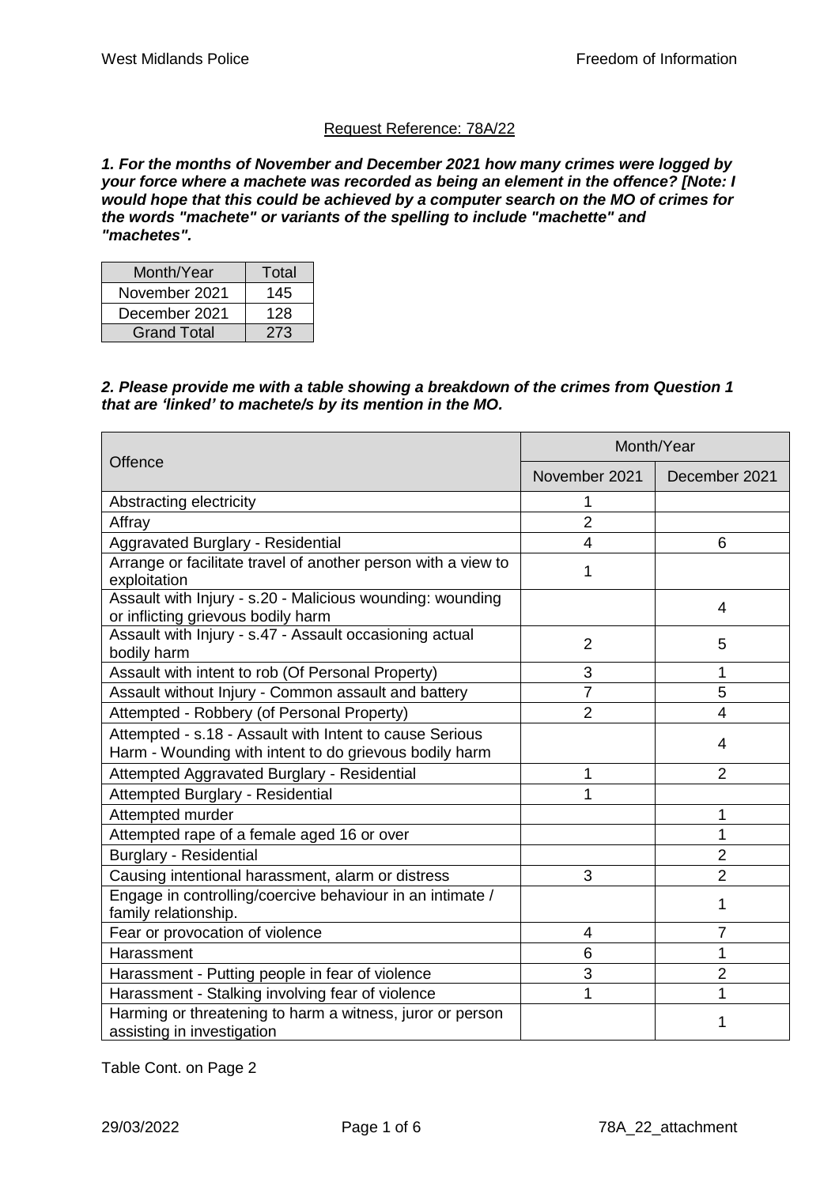Request Reference: 78A/22

***1. For the months of November and December 2021 how many crimes were logged by your force where a machete was recorded as being an element in the offence? [Note: I would hope that this could be achieved by a computer search on the MO of crimes for the words "machete" or variants of the spelling to include "machette" and "machetes".***

| Month/Year | Total |
|---|---|
| November 2021 | 145 |
| December 2021 | 128 |
| Grand Total | 273 |

***2. Please provide me with a table showing a breakdown of the crimes from Question 1 that are 'linked' to machete/s by its mention in the MO.***

| Offence | Month/Year | |
|---|---|---|
| | November 2021 | December 2021 |
| Abstracting electricity | 1 | |
| Affray | 2 | |
| Aggravated Burglary - Residential | 4 | 6 |
| Arrange or facilitate travel of another person with a view to exploitation | 1 | |
| Assault with Injury - s.20 - Malicious wounding: wounding or inflicting grievous bodily harm | | 4 |
| Assault with Injury - s.47 - Assault occasioning actual bodily harm | 2 | 5 |
| Assault with intent to rob (Of Personal Property) | 3 | 1 |
| Assault without Injury - Common assault and battery | 7 | 5 |
| Attempted - Robbery (of Personal Property) | 2 | 4 |
| Attempted - s.18 - Assault with Intent to cause Serious Harm - Wounding with intent to do grievous bodily harm | | 4 |
| Attempted Aggravated Burglary - Residential | 1 | 2 |
| Attempted Burglary - Residential | 1 | |
| Attempted murder | | 1 |
| Attempted rape of a female aged 16 or over | | 1 |
| Burglary - Residential | | 2 |
| Causing intentional harassment, alarm or distress | 3 | 2 |
| Engage in controlling/coercive behaviour in an intimate / family relationship. | | 1 |
| Fear or provocation of violence | 4 | 7 |
| Harassment | 6 | 1 |
| Harassment - Putting people in fear of violence | 3 | 2 |
| Harassment - Stalking involving fear of violence | 1 | 1 |
| Harming or threatening to harm a witness, juror or person assisting in investigation | | 1 |

Table Cont. on Page 2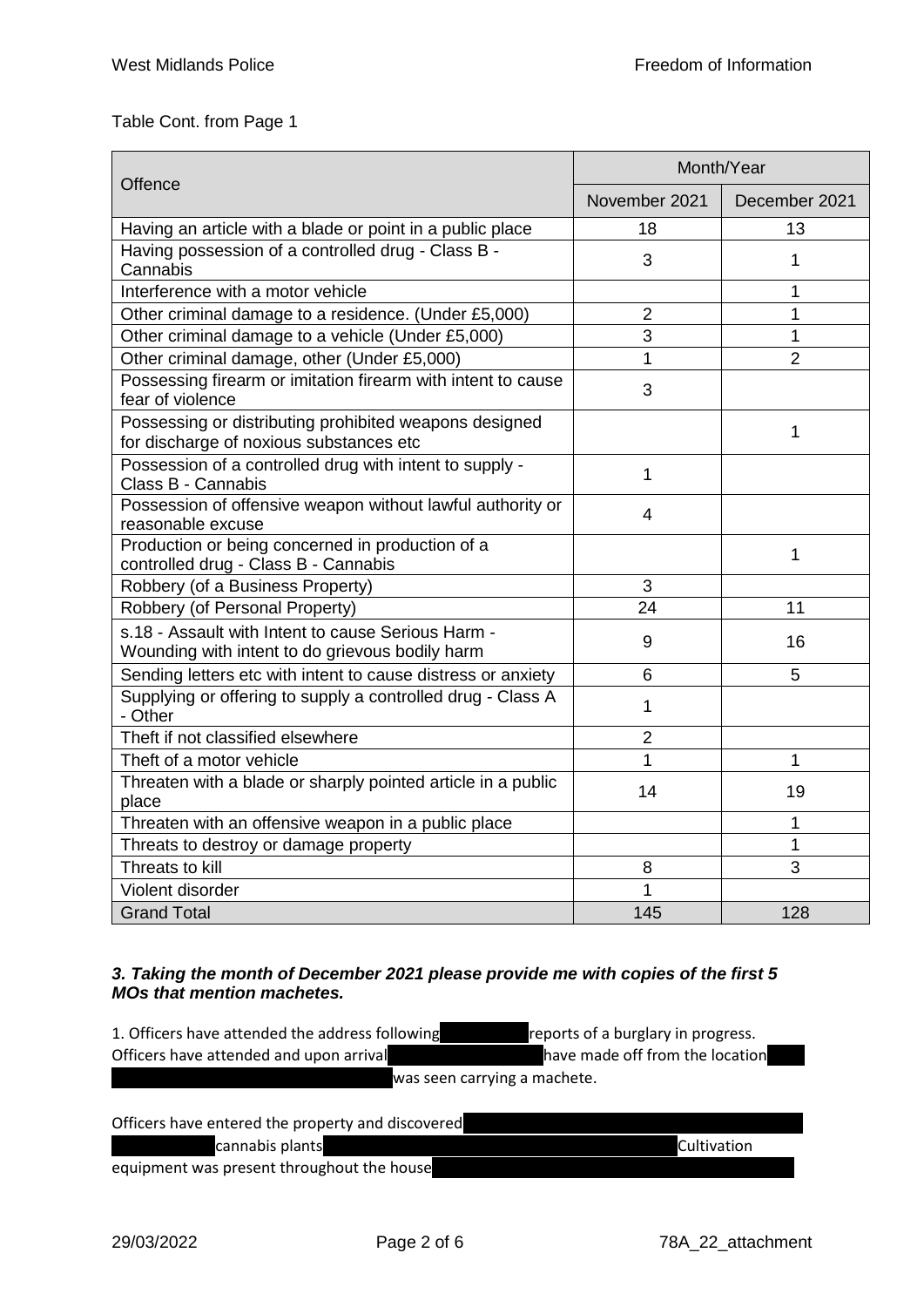Table Cont. from Page 1

| Offence | Month/Year | |
|---|---|---|
| | November 2021 | December 2021 |
| Having an article with a blade or point in a public place | 18 | 13 |
| Having possession of a controlled drug - Class B - Cannabis | 3 | 1 |
| Interference with a motor vehicle | | 1 |
| Other criminal damage to a residence. (Under £5,000) | 2 | 1 |
| Other criminal damage to a vehicle (Under £5,000) | 3 | 1 |
| Other criminal damage, other (Under £5,000) | 1 | 2 |
| Possessing firearm or imitation firearm with intent to cause fear of violence | 3 | |
| Possessing or distributing prohibited weapons designed for discharge of noxious substances etc | | 1 |
| Possession of a controlled drug with intent to supply - Class B - Cannabis | 1 | |
| Possession of offensive weapon without lawful authority or reasonable excuse | 4 | |
| Production or being concerned in production of a controlled drug - Class B - Cannabis | | 1 |
| Robbery (of a Business Property) | 3 | |
| Robbery (of Personal Property) | 24 | 11 |
| s.18 - Assault with Intent to cause Serious Harm - Wounding with intent to do grievous bodily harm | 9 | 16 |
| Sending letters etc with intent to cause distress or anxiety | 6 | 5 |
| Supplying or offering to supply a controlled drug - Class A - Other | 1 | |
| Theft if not classified elsewhere | 2 | |
| Theft of a motor vehicle | 1 | 1 |
| Threaten with a blade or sharply pointed article in a public place | 14 | 19 |
| Threaten with an offensive weapon in a public place | | 1 |
| Threats to destroy or damage property | | 1 |
| Threats to kill | 8 | 3 |
| Violent disorder | 1 | |
| Grand Total | 145 | 128 |

***3. Taking the month of December 2021 please provide me with copies of the first 5 MOs that mention machetes.***

1. Officers have attended the address following [REDACTED] reports of a burglary in progress. Officers have attended and upon arrival [REDACTED] have made off from the location [REDACTED] was seen carrying a machete.

Officers have entered the property and discovered [REDACTED] cannabis plants [REDACTED] Cultivation equipment was present throughout the house [REDACTED]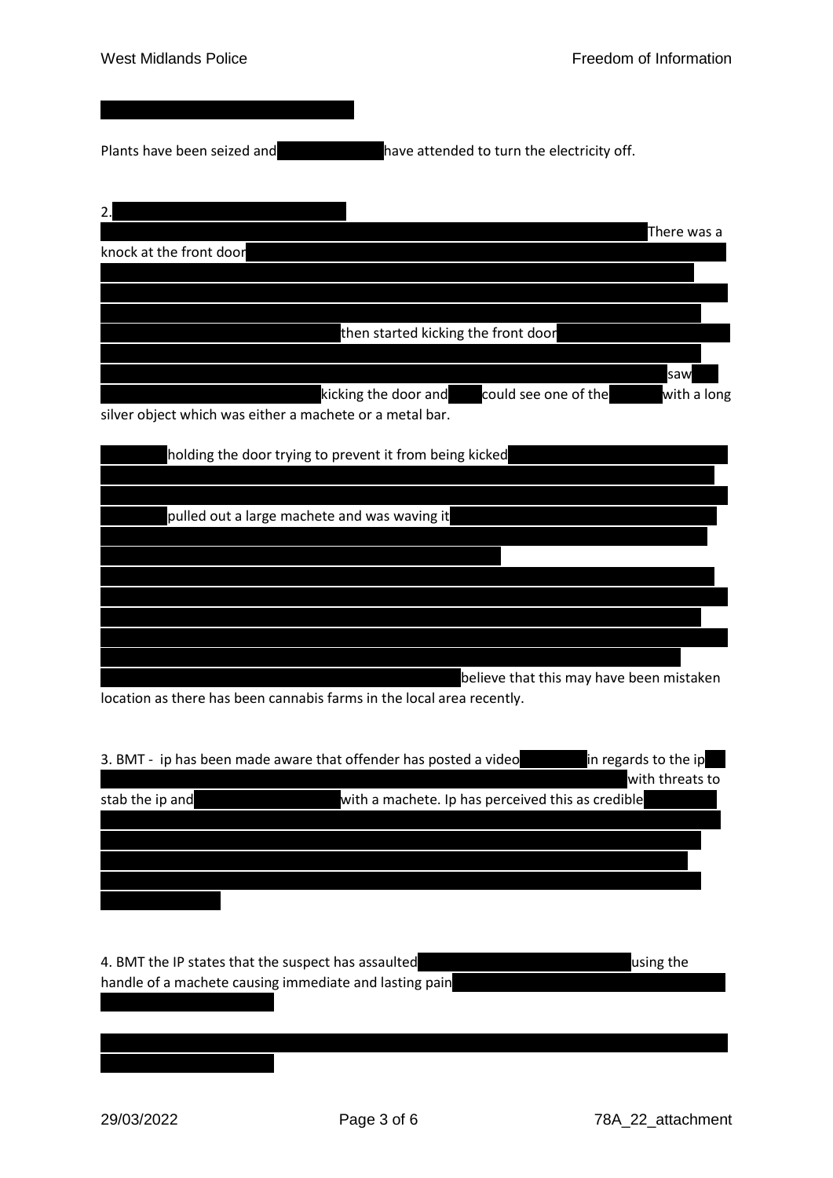Plants have been seized and have attended to turn the electricity off.

2.

There was a knock at the front door

then started kicking the front door

saw

kicking the door and could see one of the with a long silver object which was either a machete or a metal bar.

holding the door trying to prevent it from being kicked

pulled out a large machete and was waving it

believe that this may have been mistaken location as there has been cannabis farms in the local area recently.

3. BMT - ip has been made aware that offender has posted a video in regards to the ip with threats to stab the ip and with a machete. Ip has perceived this as credible

4. BMT the IP states that the suspect has assaulted using the handle of a machete causing immediate and lasting pain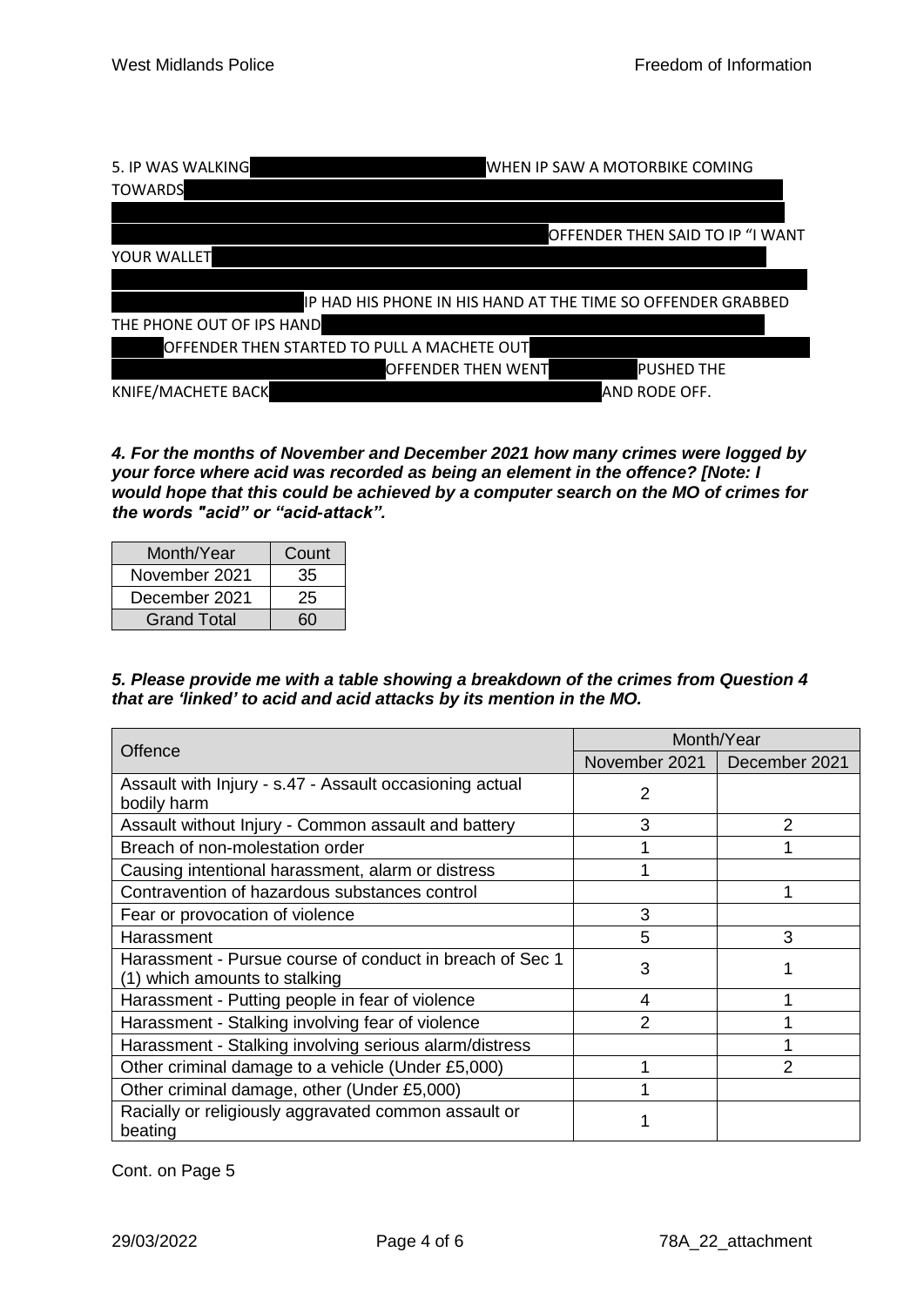5. IP WAS WALKING ████████ WHEN IP SAW A MOTORBIKE COMING TOWARDS ████████ OFFENDER THEN SAID TO IP "I WANT YOUR WALLET ████████ IP HAD HIS PHONE IN HIS HAND AT THE TIME SO OFFENDER GRABBED THE PHONE OUT OF IPS HAND ████████ OFFENDER THEN STARTED TO PULL A MACHETE OUT ████████ OFFENDER THEN WENT ████████ PUSHED THE KNIFE/MACHETE BACK ████████ AND RODE OFF.

***4. For the months of November and December 2021 how many crimes were logged by your force where acid was recorded as being an element in the offence? [Note: I would hope that this could be achieved by a computer search on the MO of crimes for the words "acid" or "acid-attack".***

| Month/Year | Count |
|---|---|
| November 2021 | 35 |
| December 2021 | 25 |
| Grand Total | 60 |

***5. Please provide me with a table showing a breakdown of the crimes from Question 4 that are 'linked' to acid and acid attacks by its mention in the MO.***

| Offence | Month/Year | |
|---|---|---|
| | November 2021 | December 2021 |
| Assault with Injury - s.47 - Assault occasioning actual bodily harm | 2 | |
| Assault without Injury - Common assault and battery | 3 | 2 |
| Breach of non-molestation order | 1 | 1 |
| Causing intentional harassment, alarm or distress | 1 | |
| Contravention of hazardous substances control | | 1 |
| Fear or provocation of violence | 3 | |
| Harassment | 5 | 3 |
| Harassment - Pursue course of conduct in breach of Sec 1 (1) which amounts to stalking | 3 | 1 |
| Harassment - Putting people in fear of violence | 4 | 1 |
| Harassment - Stalking involving fear of violence | 2 | 1 |
| Harassment - Stalking involving serious alarm/distress | | 1 |
| Other criminal damage to a vehicle (Under £5,000) | 1 | 2 |
| Other criminal damage, other (Under £5,000) | 1 | |
| Racially or religiously aggravated common assault or beating | 1 | |

Cont. on Page 5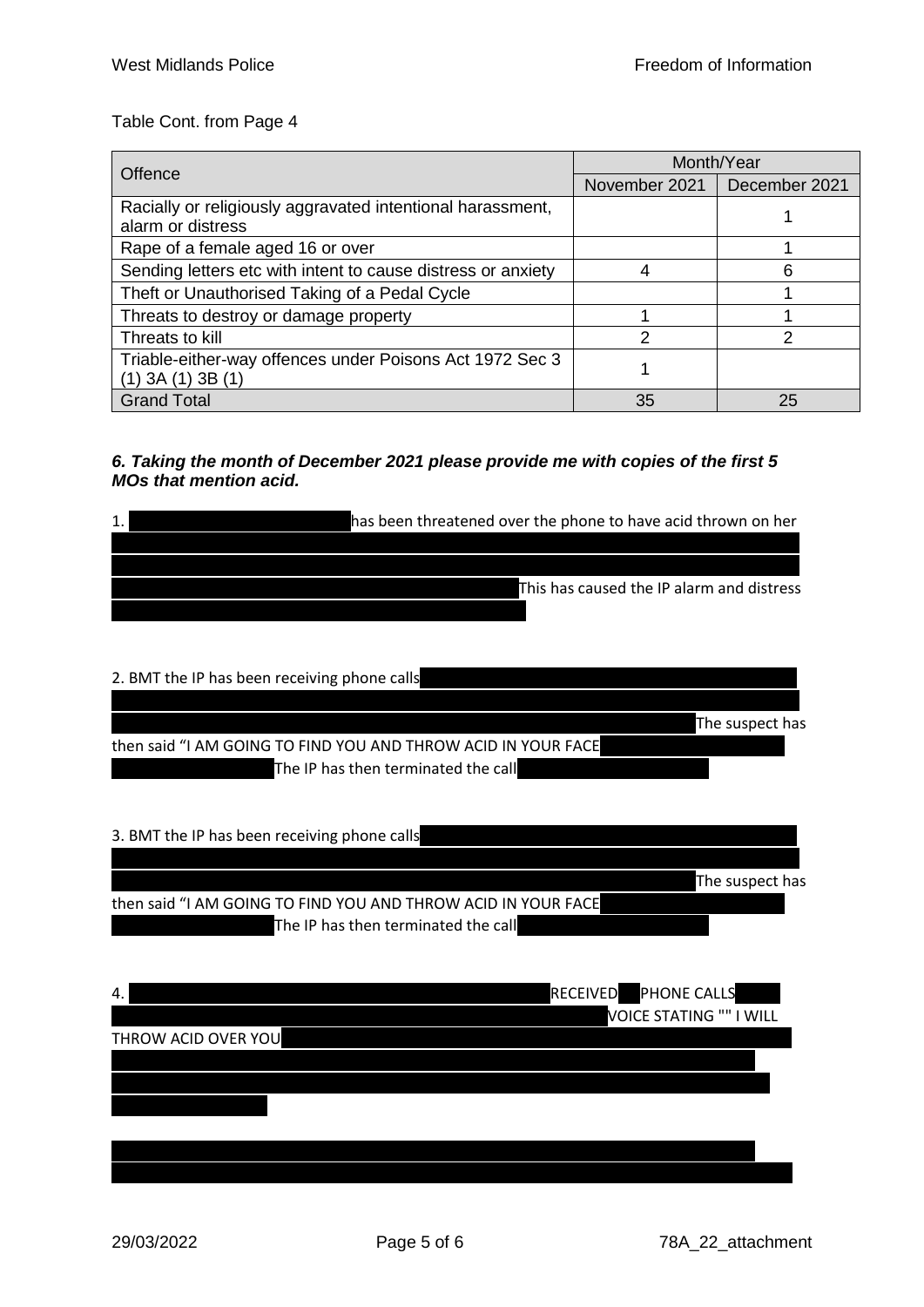Table Cont. from Page 4

| Offence | Month/Year | |
|---|---|---|
| | November 2021 | December 2021 |
| Racially or religiously aggravated intentional harassment, alarm or distress | | 1 |
| Rape of a female aged 16 or over | | 1 |
| Sending letters etc with intent to cause distress or anxiety | 4 | 6 |
| Theft or Unauthorised Taking of a Pedal Cycle | | 1 |
| Threats to destroy or damage property | 1 | 1 |
| Threats to kill | 2 | 2 |
| Triable-either-way offences under Poisons Act 1972 Sec 3 (1) 3A (1) 3B (1) | 1 | |
| Grand Total | 35 | 25 |

***6. Taking the month of December 2021 please provide me with copies of the first 5 MOs that mention acid.***

1. has been threatened over the phone to have acid thrown on her This has caused the IP alarm and distress

2. BMT the IP has been receiving phone calls The suspect has then said "I AM GOING TO FIND YOU AND THROW ACID IN YOUR FACE The IP has then terminated the call

3. BMT the IP has been receiving phone calls The suspect has then said "I AM GOING TO FIND YOU AND THROW ACID IN YOUR FACE The IP has then terminated the call

4. RECEIVED PHONE CALLS VOICE STATING "" I WILL THROW ACID OVER YOU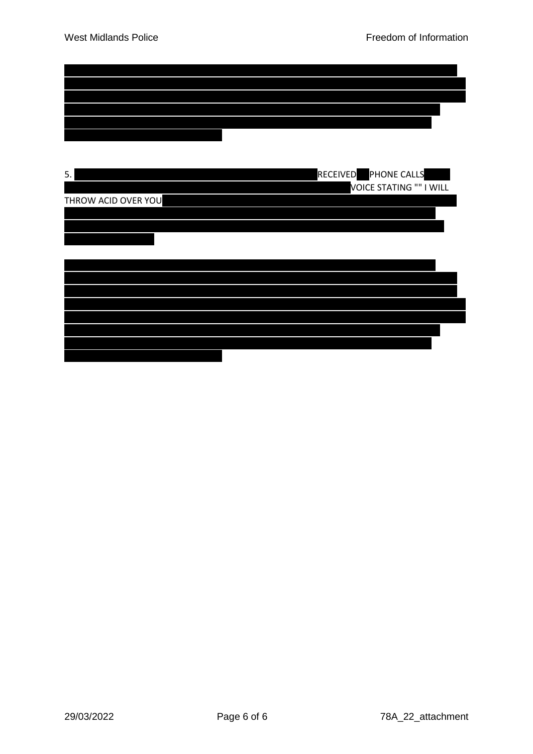5. RECEIVED PHONE CALLS VOICE STATING "" I WILL THROW ACID OVER YOU